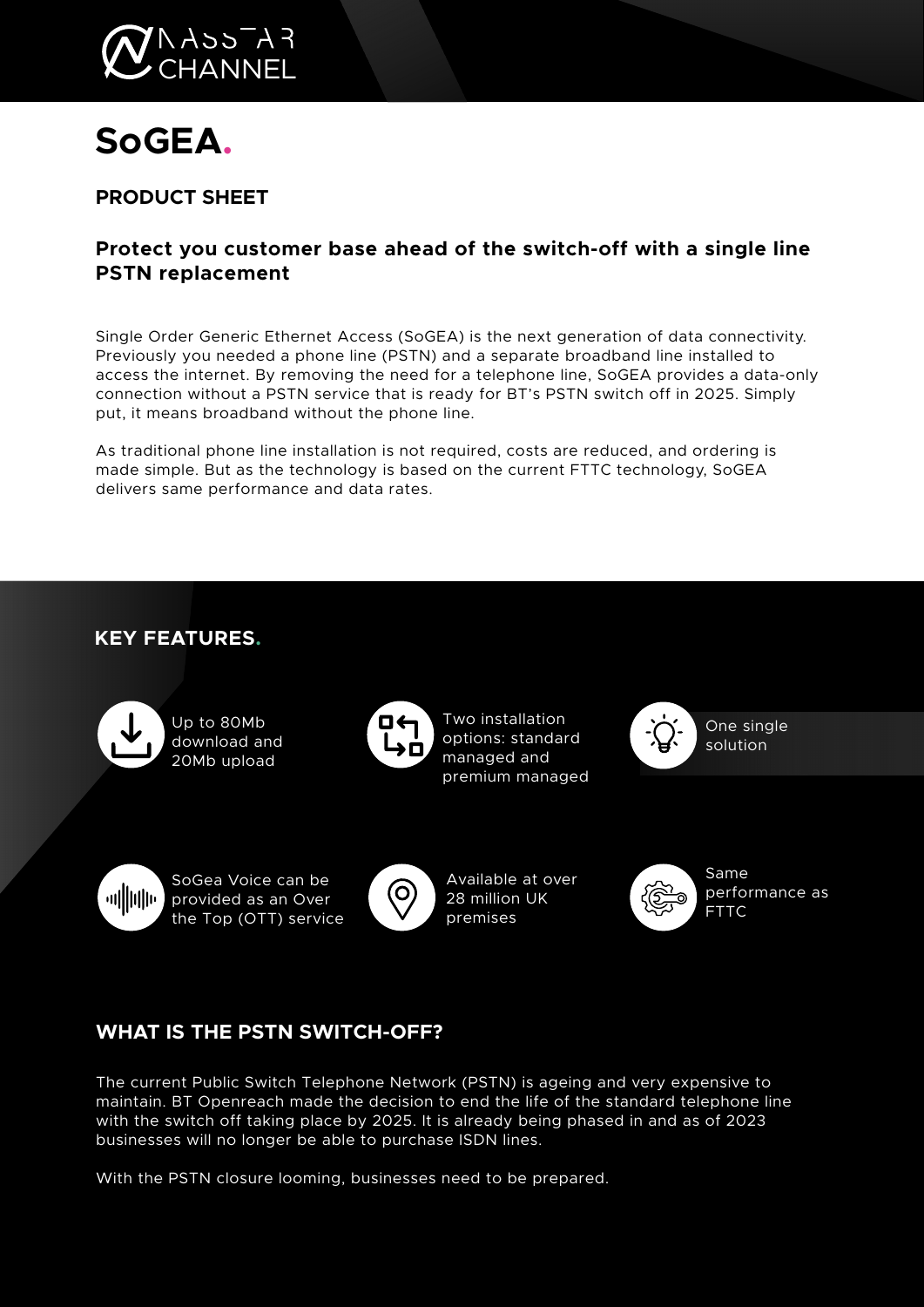# SoGEA.

## PRODUCT SHEET

### Protect you customer base ahead of the switch-off with a single line PSTN replacement

Single Order Generic Ethernet Access (SoGEA) is the next generation of data connectivity. Previously you needed a phone line (PSTN) and a separate broadband line installed to access the internet. By removing the need for a telephone line, SoGEA provides a data-only connection without a PSTN service that is ready for BT's PSTN switch off in 2025. Simply put, it means broadband without the phone line.

As traditional phone line installation is not required, costs are reduced, and ordering is made simple. But as the technology is based on the current FTTC technology, SoGEA delivers same performance and data rates.

## KEY FEATURES.

- Up to 80Mb download and 20Mb upload
- Two installation options: standard managed and premium managed
- One single solution
- SoGea Voice can be provided as an Over the Top (OTT) service
- Available at over 28 million UK premises
- Same performance as FTTC

## WHAT IS THE PSTN SWITCH-OFF?

The current Public Switch Telephone Network (PSTN) is ageing and very expensive to maintain. BT Openreach made the decision to end the life of the standard telephone line with the switch off taking place by 2025. It is already being phased in and as of 2023 businesses will no longer be able to purchase ISDN lines.

With the PSTN closure looming, businesses need to be prepared.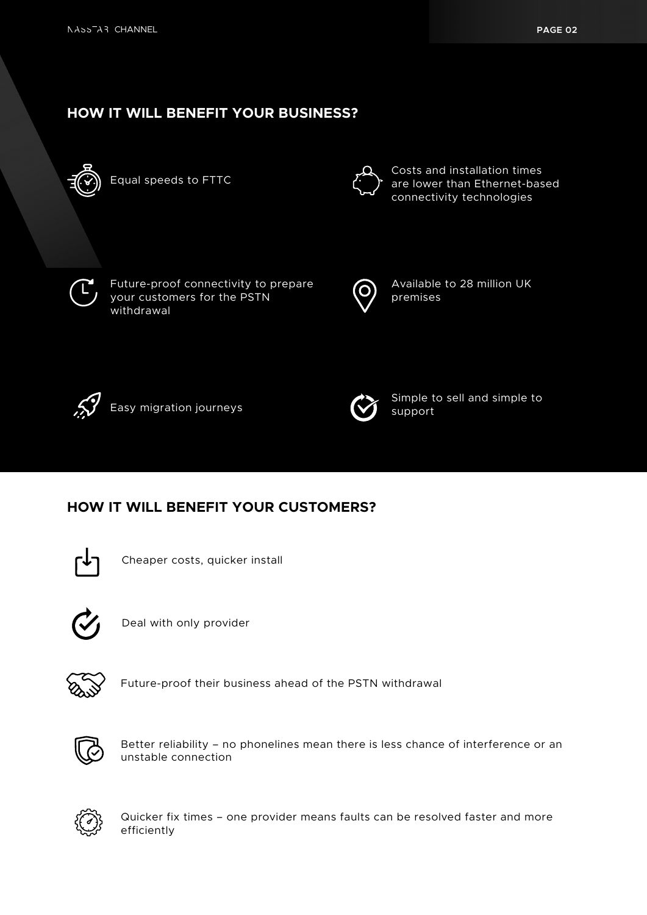## HOW IT WILL BENEFIT YOUR BUSINESS?

- Equal speeds to FTTC
- Costs and installation times are lower than Ethernet-based connectivity technologies
- Future-proof connectivity to prepare your customers for the PSTN withdrawal
- Available to 28 million UK premises
- Easy migration journeys
- Simple to sell and simple to support

## HOW IT WILL BENEFIT YOUR CUSTOMERS?

- Cheaper costs, quicker install
- Deal with only provider
- Future-proof their business ahead of the PSTN withdrawal
- Better reliability – no phonelines mean there is less chance of interference or an unstable connection
- Quicker fix times – one provider means faults can be resolved faster and more efficiently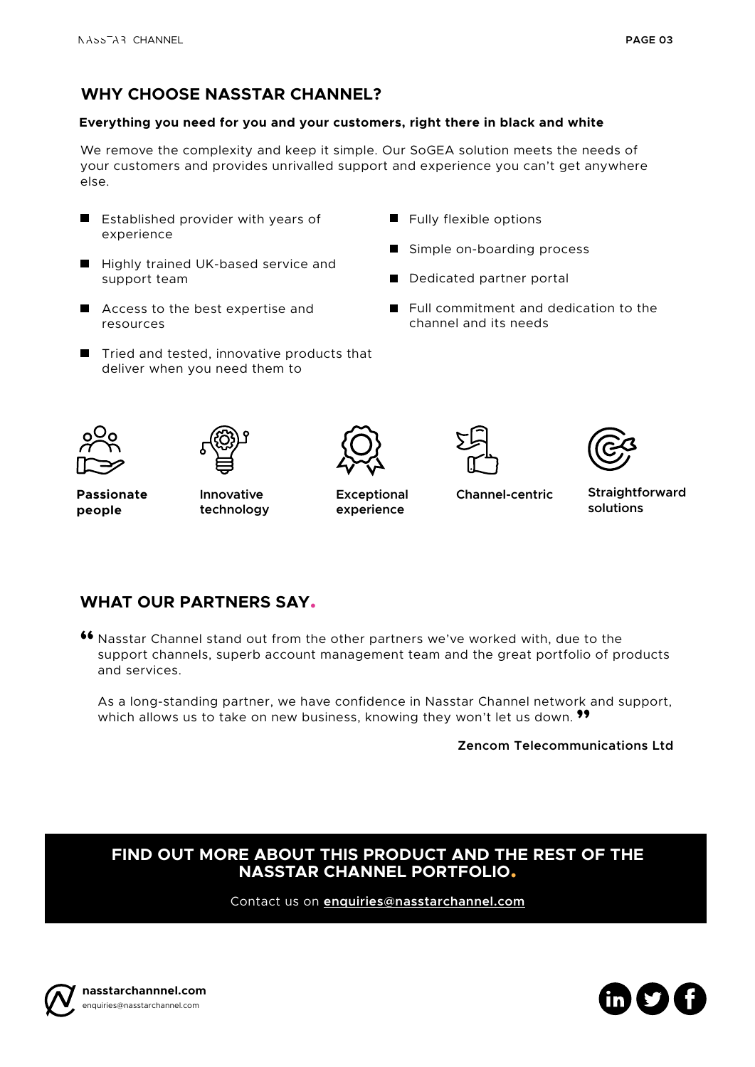## WHY CHOOSE NASSTAR CHANNEL?

**Everything you need for you and your customers, right there in black and white**

We remove the complexity and keep it simple. Our SoGEA solution meets the needs of your customers and provides unrivalled support and experience you can't get anywhere else.

- Established provider with years of experience
- Highly trained UK-based service and support team
- Access to the best expertise and resources
- Tried and tested, innovative products that deliver when you need them to
- Fully flexible options
- Simple on-boarding process
- Dedicated partner portal
- Full commitment and dedication to the channel and its needs

**Passionate people**

**Innovative technology**

**Exceptional experience**

**Channel-centric**

**Straightforward solutions**

## WHAT OUR PARTNERS SAY.

> "Nasstar Channel stand out from the other partners we've worked with, due to the support channels, superb account management team and the great portfolio of products and services.
>
> As a long-standing partner, we have confidence in Nasstar Channel network and support, which allows us to take on new business, knowing they won't let us down."

Zencom Telecommunications Ltd

## FIND OUT MORE ABOUT THIS PRODUCT AND THE REST OF THE NASSTAR CHANNEL PORTFOLIO.

Contact us on enquiries@nasstarchannel.com

**nasstarchannnel.com**
enquiries@nasstarchannel.com